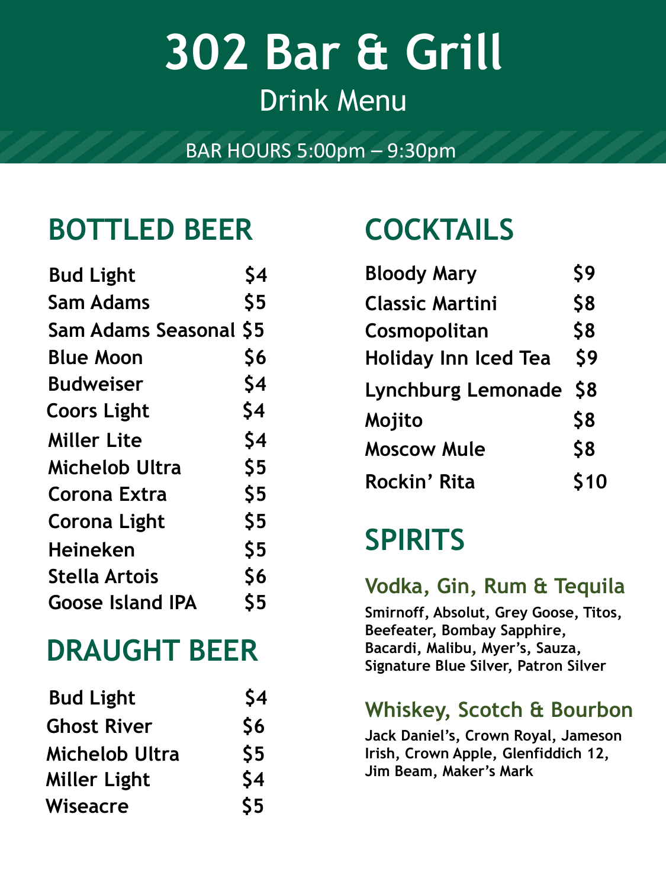# 302 Bar & Grill

## Drink Menu

BAR HOURS 5:00pm – 9:30pm

## BOTTLED BEER

| Item | Price |
|---|---|
| Bud Light | $4 |
| Sam Adams | $5 |
| Sam Adams Seasonal | $5 |
| Blue Moon | $6 |
| Budweiser | $4 |
| Coors Light | $4 |
| Miller Lite | $4 |
| Michelob Ultra | $5 |
| Corona Extra | $5 |
| Corona Light | $5 |
| Heineken | $5 |
| Stella Artois | $6 |
| Goose Island IPA | $5 |

## DRAUGHT BEER

| Item | Price |
|---|---|
| Bud Light | $4 |
| Ghost River | $6 |
| Michelob Ultra | $5 |
| Miller Light | $4 |
| Wiseacre | $5 |

## COCKTAILS

| Item | Price |
|---|---|
| Bloody Mary | $9 |
| Classic Martini | $8 |
| Cosmopolitan | $8 |
| Holiday Inn Iced Tea | $9 |
| Lynchburg Lemonade | $8 |
| Mojito | $8 |
| Moscow Mule | $8 |
| Rockin' Rita | $10 |

## SPIRITS

### Vodka, Gin, Rum & Tequila

**Smirnoff, Absolut, Grey Goose, Titos, Beefeater, Bombay Sapphire, Bacardi, Malibu, Myer's, Sauza, Signature Blue Silver, Patron Silver**

### Whiskey, Scotch & Bourbon

**Jack Daniel's, Crown Royal, Jameson Irish, Crown Apple, Glenfiddich 12, Jim Beam, Maker's Mark**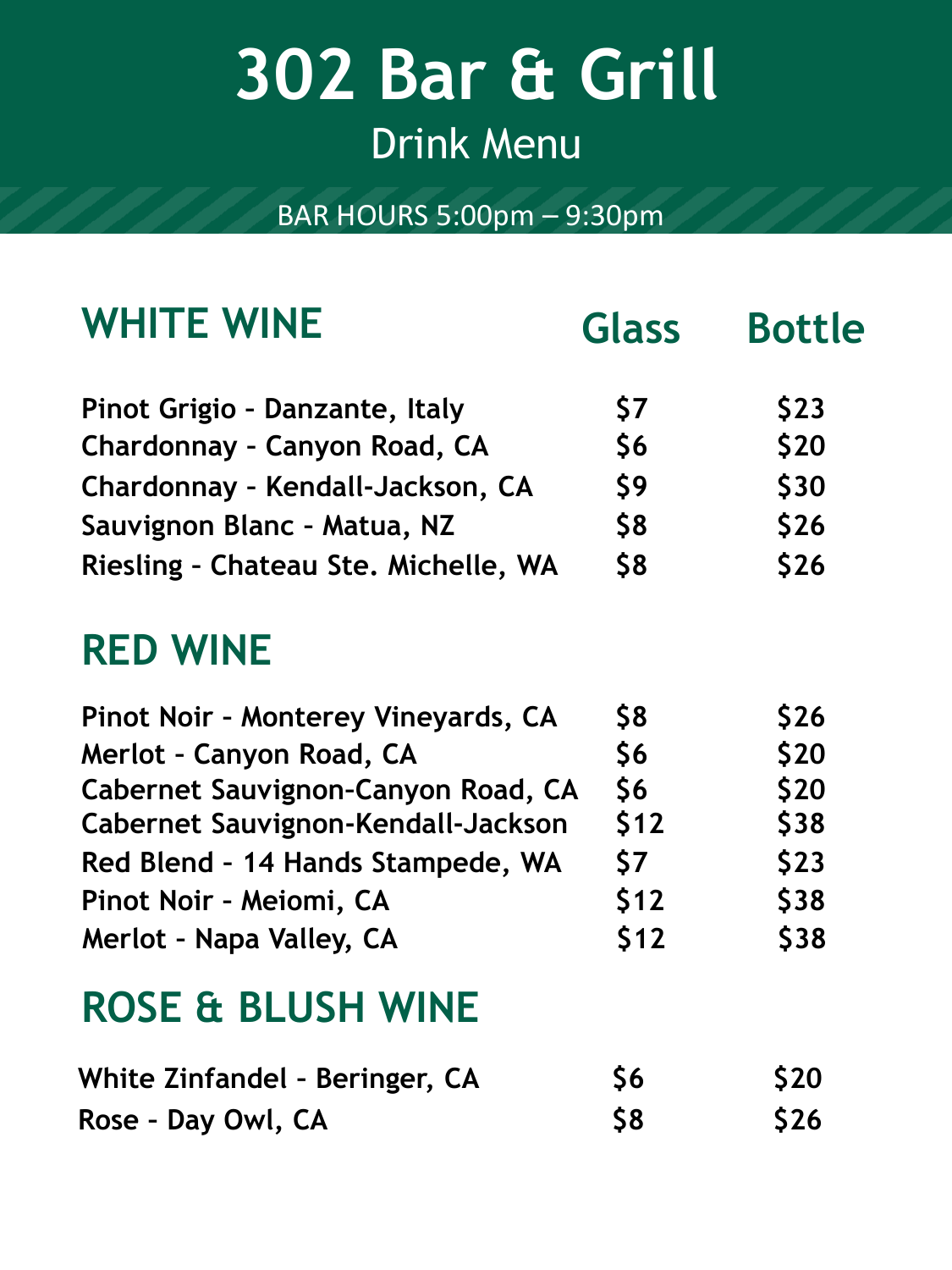# 302 Bar & Grill

## Drink Menu

BAR HOURS 5:00pm – 9:30pm

## WHITE WINE

| WHITE WINE | Glass | Bottle |
|---|---|---|
| Pinot Grigio - Danzante, Italy | $7 | $23 |
| Chardonnay - Canyon Road, CA | $6 | $20 |
| Chardonnay - Kendall-Jackson, CA | $9 | $30 |
| Sauvignon Blanc - Matua, NZ | $8 | $26 |
| Riesling - Chateau Ste. Michelle, WA | $8 | $26 |

## RED WINE

| RED WINE | Glass | Bottle |
|---|---|---|
| Pinot Noir - Monterey Vineyards, CA | $8 | $26 |
| Merlot - Canyon Road, CA | $6 | $20 |
| Cabernet Sauvignon-Canyon Road, CA | $6 | $20 |
| Cabernet Sauvignon-Kendall-Jackson | $12 | $38 |
| Red Blend - 14 Hands Stampede, WA | $7 | $23 |
| Pinot Noir - Meiomi, CA | $12 | $38 |
| Merlot - Napa Valley, CA | $12 | $38 |

## ROSE & BLUSH WINE

| ROSE & BLUSH WINE | Glass | Bottle |
|---|---|---|
| White Zinfandel - Beringer, CA | $6 | $20 |
| Rose - Day Owl, CA | $8 | $26 |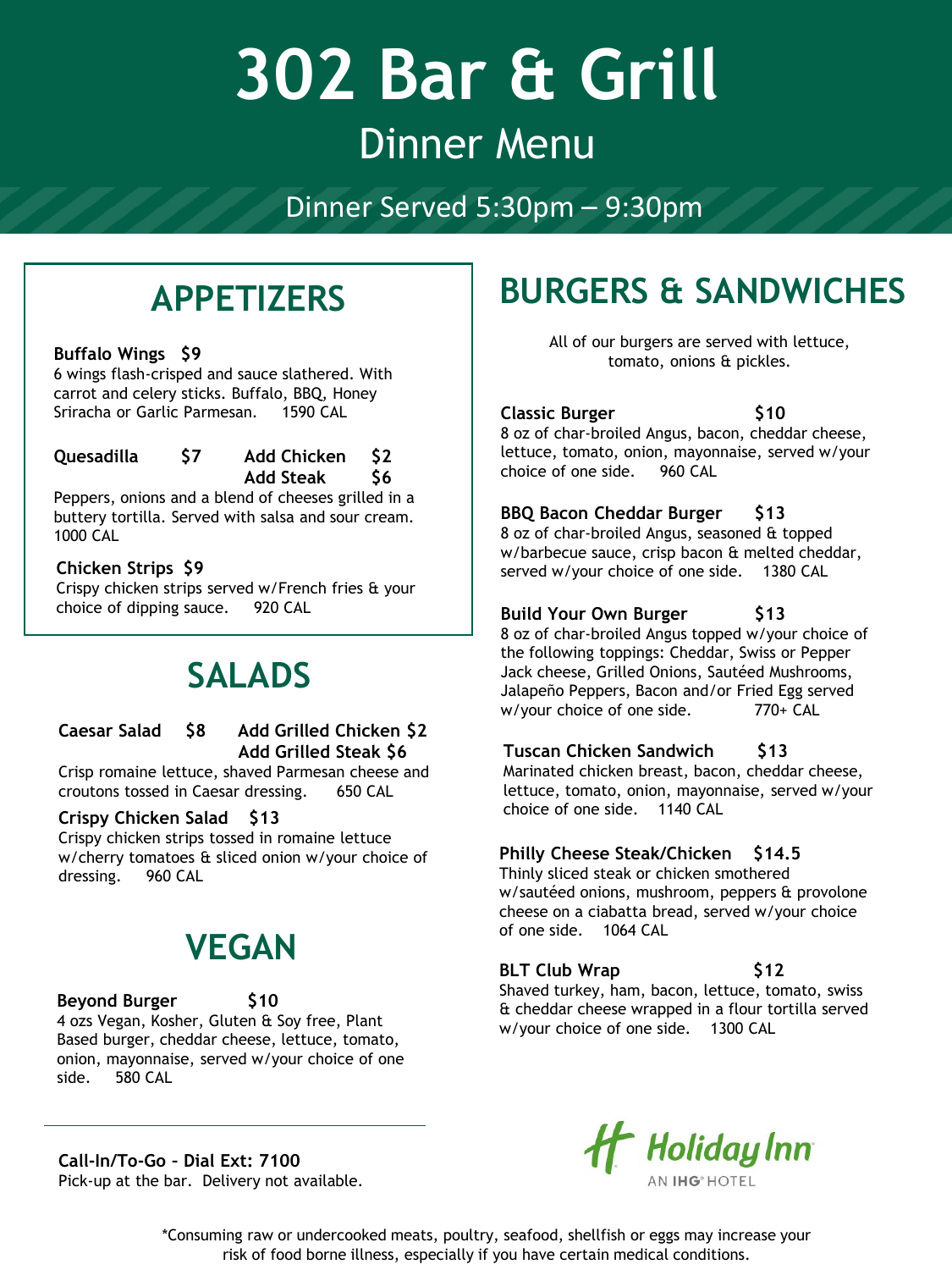# 302 Bar & Grill

## Dinner Menu

Dinner Served 5:30pm – 9:30pm

## APPETIZERS

**Buffalo Wings $9**
6 wings flash-crisped and sauce slathered. With carrot and celery sticks. Buffalo, BBQ, Honey Sriracha or Garlic Parmesan. 1590 CAL

**Quesadilla $7** **Add Chicken $2** **Add Steak $6**
Peppers, onions and a blend of cheeses grilled in a buttery tortilla. Served with salsa and sour cream. 1000 CAL

**Chicken Strips $9**
Crispy chicken strips served w/French fries & your choice of dipping sauce. 920 CAL

## SALADS

**Caesar Salad $8** **Add Grilled Chicken $2** **Add Grilled Steak $6**
Crisp romaine lettuce, shaved Parmesan cheese and croutons tossed in Caesar dressing. 650 CAL

**Crispy Chicken Salad $13**
Crispy chicken strips tossed in romaine lettuce w/cherry tomatoes & sliced onion w/your choice of dressing. 960 CAL

## VEGAN

**Beyond Burger $10**
4 ozs Vegan, Kosher, Gluten & Soy free, Plant Based burger, cheddar cheese, lettuce, tomato, onion, mayonnaise, served w/your choice of one side. 580 CAL

**Call-In/To-Go – Dial Ext: 7100**
Pick-up at the bar. Delivery not available.

## BURGERS & SANDWICHES

All of our burgers are served with lettuce, tomato, onions & pickles.

**Classic Burger $10**
8 oz of char-broiled Angus, bacon, cheddar cheese, lettuce, tomato, onion, mayonnaise, served w/your choice of one side. 960 CAL

**BBQ Bacon Cheddar Burger $13**
8 oz of char-broiled Angus, seasoned & topped w/barbecue sauce, crisp bacon & melted cheddar, served w/your choice of one side. 1380 CAL

**Build Your Own Burger $13**
8 oz of char-broiled Angus topped w/your choice of the following toppings: Cheddar, Swiss or Pepper Jack cheese, Grilled Onions, Sautéed Mushrooms, Jalapeño Peppers, Bacon and/or Fried Egg served w/your choice of one side. 770+ CAL

**Tuscan Chicken Sandwich $13**
Marinated chicken breast, bacon, cheddar cheese, lettuce, tomato, onion, mayonnaise, served w/your choice of one side. 1140 CAL

**Philly Cheese Steak/Chicken $14.5**
Thinly sliced steak or chicken smothered w/sautéed onions, mushroom, peppers & provolone cheese on a ciabatta bread, served w/your choice of one side. 1064 CAL

**BLT Club Wrap $12**
Shaved turkey, ham, bacon, lettuce, tomato, swiss & cheddar cheese wrapped in a flour tortilla served w/your choice of one side. 1300 CAL

Holiday Inn
AN IHG® HOTEL

*Consuming raw or undercooked meats, poultry, seafood, shellfish or eggs may increase your risk of food borne illness, especially if you have certain medical conditions.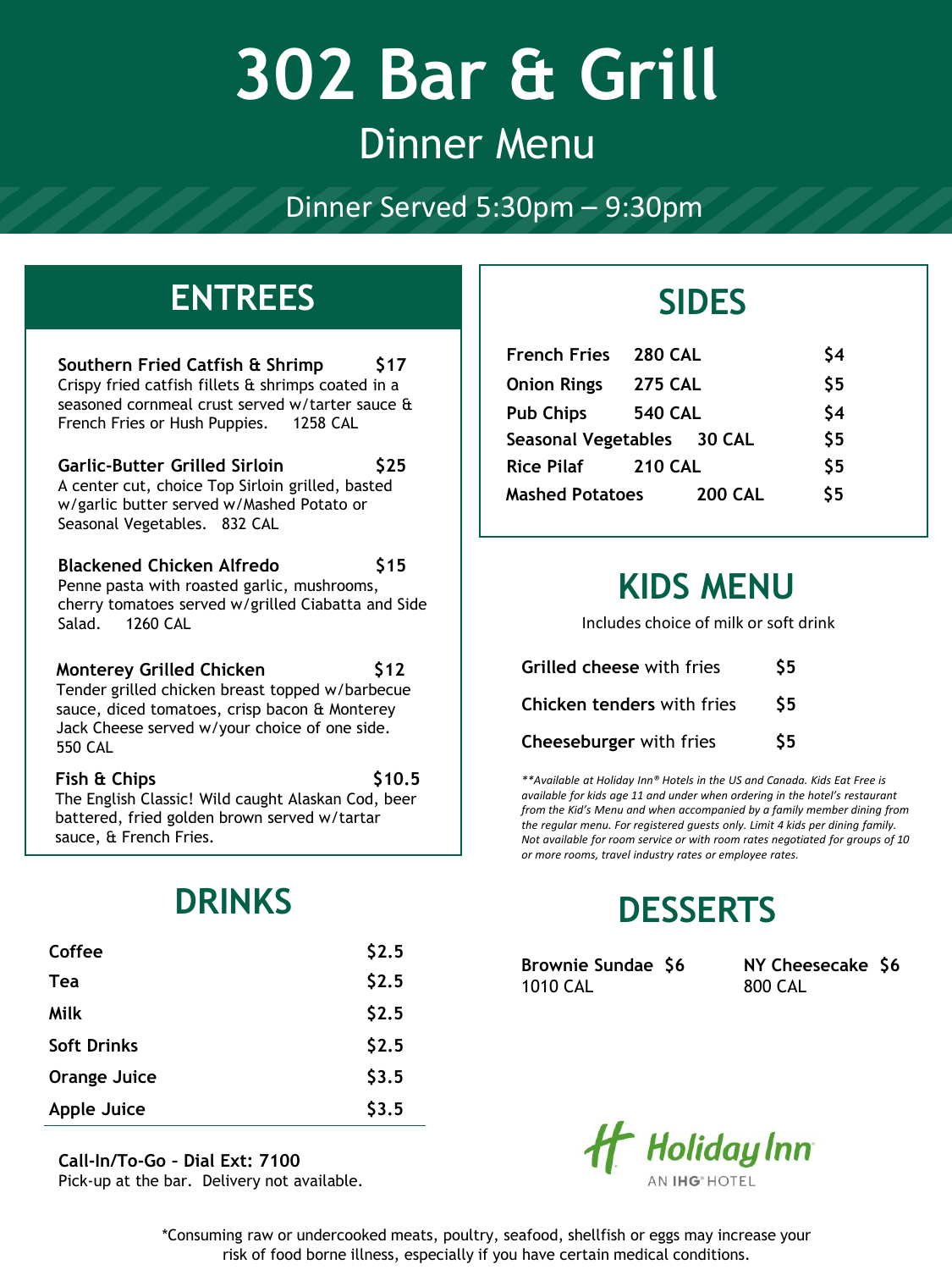# 302 Bar & Grill

## Dinner Menu

Dinner Served 5:30pm – 9:30pm

## ENTREES

**Southern Fried Catfish & Shrimp** **$17**
Crispy fried catfish fillets & shrimps coated in a seasoned cornmeal crust served w/tarter sauce & French Fries or Hush Puppies. 1258 CAL

**Garlic-Butter Grilled Sirloin** **$25**
A center cut, choice Top Sirloin grilled, basted w/garlic butter served w/Mashed Potato or Seasonal Vegetables. 832 CAL

**Blackened Chicken Alfredo** **$15**
Penne pasta with roasted garlic, mushrooms, cherry tomatoes served w/grilled Ciabatta and Side Salad. 1260 CAL

**Monterey Grilled Chicken** **$12**
Tender grilled chicken breast topped w/barbecue sauce, diced tomatoes, crisp bacon & Monterey Jack Cheese served w/your choice of one side. 550 CAL

**Fish & Chips** **$10.5**
The English Classic! Wild caught Alaskan Cod, beer battered, fried golden brown served w/tartar sauce, & French Fries.

## DRINKS

| | |
|---|---|
| Coffee | $2.5 |
| Tea | $2.5 |
| Milk | $2.5 |
| Soft Drinks | $2.5 |
| Orange Juice | $3.5 |
| Apple Juice | $3.5 |

**Call-In/To-Go – Dial Ext: 7100**
Pick-up at the bar. Delivery not available.

## SIDES

| | | |
|---|---|---|
| French Fries | 280 CAL | $4 |
| Onion Rings | 275 CAL | $5 |
| Pub Chips | 540 CAL | $4 |
| Seasonal Vegetables | 30 CAL | $5 |
| Rice Pilaf | 210 CAL | $5 |
| Mashed Potatoes | 200 CAL | $5 |

## KIDS MENU

Includes choice of milk or soft drink

| | |
|---|---|
| **Grilled cheese** with fries | $5 |
| **Chicken tenders** with fries | $5 |
| **Cheeseburger** with fries | $5 |

*\*\*Available at Holiday Inn® Hotels in the US and Canada. Kids Eat Free is available for kids age 11 and under when ordering in the hotel's restaurant from the Kid's Menu and when accompanied by a family member dining from the regular menu. For registered guests only. Limit 4 kids per dining family. Not available for room service or with room rates negotiated for groups of 10 or more rooms, travel industry rates or employee rates.*

## DESSERTS

**Brownie Sundae $6**
1010 CAL

**NY Cheesecake $6**
800 CAL

Holiday Inn
AN IHG® HOTEL

\*Consuming raw or undercooked meats, poultry, seafood, shellfish or eggs may increase your risk of food borne illness, especially if you have certain medical conditions.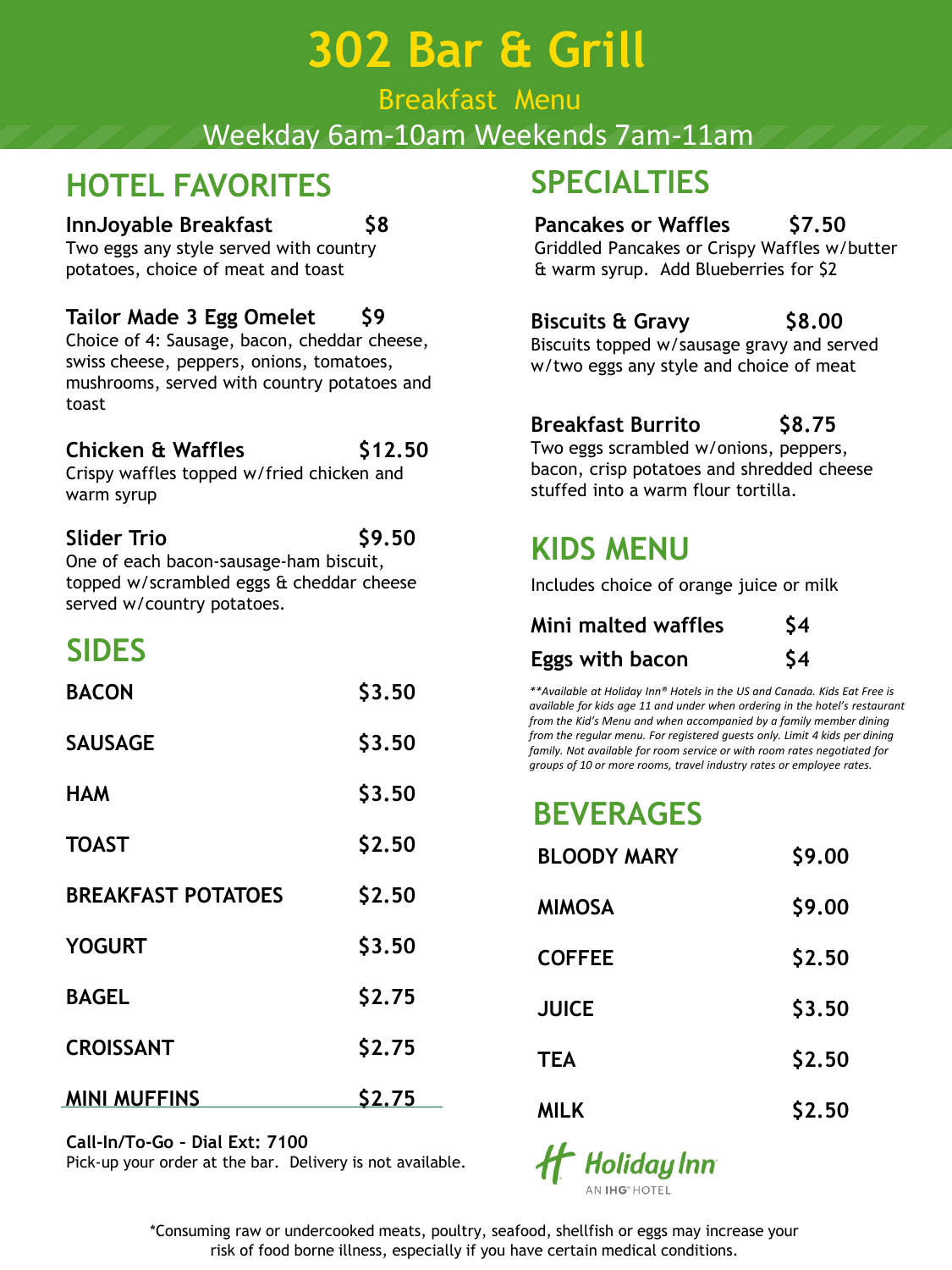# 302 Bar & Grill

## Breakfast Menu

Weekday 6am-10am Weekends 7am-11am

## HOTEL FAVORITES

**InnJoyable Breakfast** $8
Two eggs any style served with country potatoes, choice of meat and toast

**Tailor Made 3 Egg Omelet** $9
Choice of 4: Sausage, bacon, cheddar cheese, swiss cheese, peppers, onions, tomatoes, mushrooms, served with country potatoes and toast

**Chicken & Waffles** $12.50
Crispy waffles topped w/fried chicken and warm syrup

**Slider Trio** $9.50
One of each bacon-sausage-ham biscuit, topped w/scrambled eggs & cheddar cheese served w/country potatoes.

## SIDES

| | |
|---|---|
| BACON | $3.50 |
| SAUSAGE | $3.50 |
| HAM | $3.50 |
| TOAST | $2.50 |
| BREAKFAST POTATOES | $2.50 |
| YOGURT | $3.50 |
| BAGEL | $2.75 |
| CROISSANT | $2.75 |
| MINI MUFFINS | $2.75 |

**Call-In/To-Go - Dial Ext: 7100**
Pick-up your order at the bar. Delivery is not available.

## SPECIALTIES

**Pancakes or Waffles** $7.50
Griddled Pancakes or Crispy Waffles w/butter & warm syrup. Add Blueberries for $2

**Biscuits & Gravy** $8.00
Biscuits topped w/sausage gravy and served w/two eggs any style and choice of meat

**Breakfast Burrito** $8.75
Two eggs scrambled w/onions, peppers, bacon, crisp potatoes and shredded cheese stuffed into a warm flour tortilla.

## KIDS MENU

Includes choice of orange juice or milk

| | |
|---|---|
| Mini malted waffles | $4 |
| Eggs with bacon | $4 |

*\*\*Available at Holiday Inn® Hotels in the US and Canada. Kids Eat Free is available for kids age 11 and under when ordering in the hotel's restaurant from the Kid's Menu and when accompanied by a family member dining from the regular menu. For registered guests only. Limit 4 kids per dining family. Not available for room service or with room rates negotiated for groups of 10 or more rooms, travel industry rates or employee rates.*

## BEVERAGES

| | |
|---|---|
| BLOODY MARY | $9.00 |
| MIMOSA | $9.00 |
| COFFEE | $2.50 |
| JUICE | $3.50 |
| TEA | $2.50 |
| MILK | $2.50 |

Holiday Inn
AN IHG® HOTEL

*Consuming raw or undercooked meats, poultry, seafood, shellfish or eggs may increase your risk of food borne illness, especially if you have certain medical conditions.